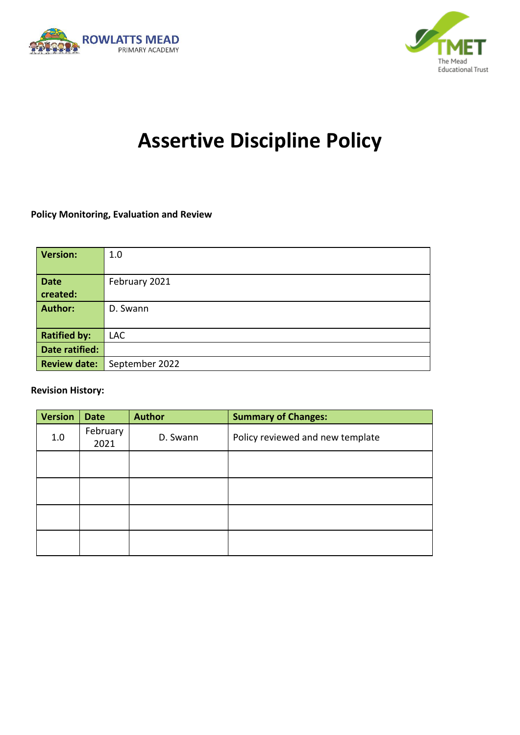ROWLATTS MEAD
PRIMARY ACADEMY

TMET
The Mead
Educational Trust

# Assertive Discipline Policy

**Policy Monitoring, Evaluation and Review**

| **Version:** | 1.0 |
|---|---|
| **Date created:** | February 2021 |
| **Author:** | D. Swann |
| **Ratified by:** | LAC |
| **Date ratified:** | |
| **Review date:** | September 2022 |

**Revision History:**

| Version | Date | Author | Summary of Changes: |
|---|---|---|---|
| 1.0 | February 2021 | D. Swann | Policy reviewed and new template |
| | | | |
| | | | |
| | | | |
| | | | |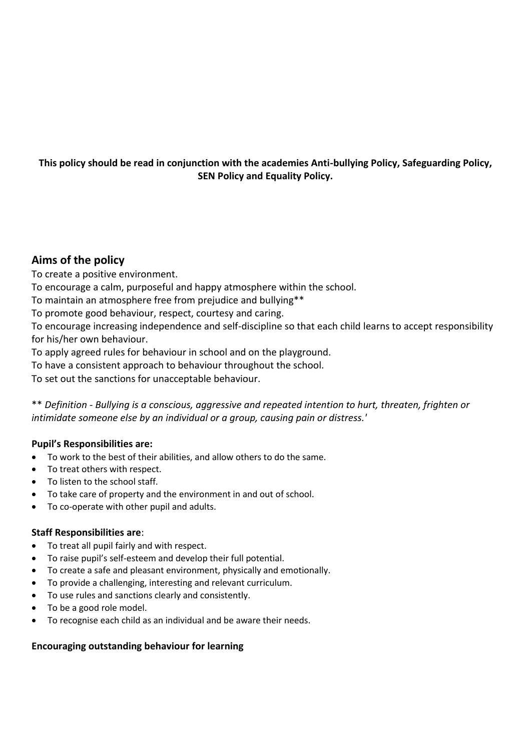**This policy should be read in conjunction with the academies Anti-bullying Policy, Safeguarding Policy, SEN Policy and Equality Policy.**

## Aims of the policy

To create a positive environment.
To encourage a calm, purposeful and happy atmosphere within the school.
To maintain an atmosphere free from prejudice and bullying**
To promote good behaviour, respect, courtesy and caring.
To encourage increasing independence and self-discipline so that each child learns to accept responsibility for his/her own behaviour.
To apply agreed rules for behaviour in school and on the playground.
To have a consistent approach to behaviour throughout the school.
To set out the sanctions for unacceptable behaviour.

** *Definition - Bullying is a conscious, aggressive and repeated intention to hurt, threaten, frighten or intimidate someone else by an individual or a group, causing pain or distress.'*

**Pupil's Responsibilities are:**

- To work to the best of their abilities, and allow others to do the same.
- To treat others with respect.
- To listen to the school staff.
- To take care of property and the environment in and out of school.
- To co-operate with other pupil and adults.

**Staff Responsibilities are**:

- To treat all pupil fairly and with respect.
- To raise pupil's self-esteem and develop their full potential.
- To create a safe and pleasant environment, physically and emotionally.
- To provide a challenging, interesting and relevant curriculum.
- To use rules and sanctions clearly and consistently.
- To be a good role model.
- To recognise each child as an individual and be aware their needs.

**Encouraging outstanding behaviour for learning**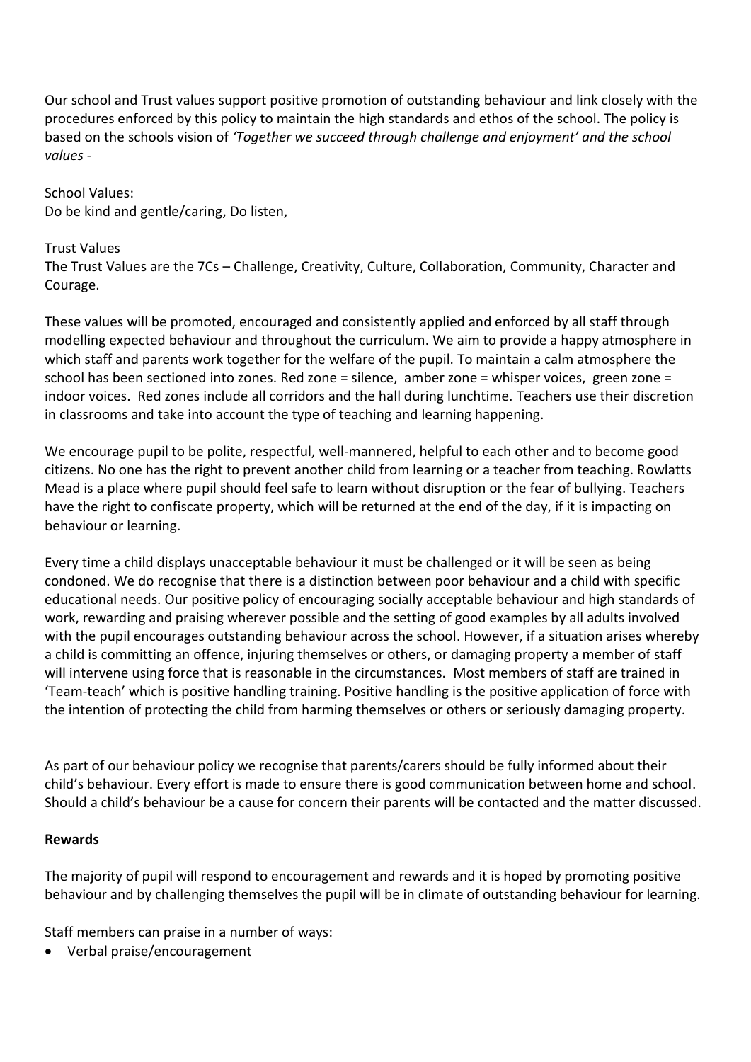Our school and Trust values support positive promotion of outstanding behaviour and link closely with the procedures enforced by this policy to maintain the high standards and ethos of the school. The policy is based on the schools vision of *'Together we succeed through challenge and enjoyment' and the school values -*

School Values:
Do be kind and gentle/caring, Do listen,

Trust Values
The Trust Values are the 7Cs – Challenge, Creativity, Culture, Collaboration, Community, Character and Courage.

These values will be promoted, encouraged and consistently applied and enforced by all staff through modelling expected behaviour and throughout the curriculum. We aim to provide a happy atmosphere in which staff and parents work together for the welfare of the pupil. To maintain a calm atmosphere the school has been sectioned into zones. Red zone = silence, amber zone = whisper voices, green zone = indoor voices. Red zones include all corridors and the hall during lunchtime. Teachers use their discretion in classrooms and take into account the type of teaching and learning happening.

We encourage pupil to be polite, respectful, well-mannered, helpful to each other and to become good citizens. No one has the right to prevent another child from learning or a teacher from teaching. Rowlatts Mead is a place where pupil should feel safe to learn without disruption or the fear of bullying. Teachers have the right to confiscate property, which will be returned at the end of the day, if it is impacting on behaviour or learning.

Every time a child displays unacceptable behaviour it must be challenged or it will be seen as being condoned. We do recognise that there is a distinction between poor behaviour and a child with specific educational needs. Our positive policy of encouraging socially acceptable behaviour and high standards of work, rewarding and praising wherever possible and the setting of good examples by all adults involved with the pupil encourages outstanding behaviour across the school. However, if a situation arises whereby a child is committing an offence, injuring themselves or others, or damaging property a member of staff will intervene using force that is reasonable in the circumstances. Most members of staff are trained in 'Team-teach' which is positive handling training. Positive handling is the positive application of force with the intention of protecting the child from harming themselves or others or seriously damaging property.

As part of our behaviour policy we recognise that parents/carers should be fully informed about their child's behaviour. Every effort is made to ensure there is good communication between home and school. Should a child's behaviour be a cause for concern their parents will be contacted and the matter discussed.

**Rewards**

The majority of pupil will respond to encouragement and rewards and it is hoped by promoting positive behaviour and by challenging themselves the pupil will be in climate of outstanding behaviour for learning.

Staff members can praise in a number of ways:

- Verbal praise/encouragement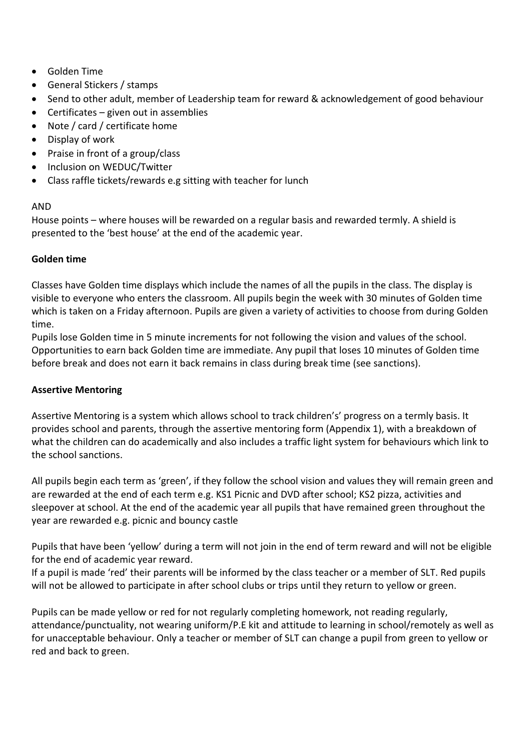- Golden Time
- General Stickers / stamps
- Send to other adult, member of Leadership team for reward & acknowledgement of good behaviour
- Certificates – given out in assemblies
- Note / card / certificate home
- Display of work
- Praise in front of a group/class
- Inclusion on WEDUC/Twitter
- Class raffle tickets/rewards e.g sitting with teacher for lunch

AND

House points – where houses will be rewarded on a regular basis and rewarded termly. A shield is presented to the 'best house' at the end of the academic year.

**Golden time**

Classes have Golden time displays which include the names of all the pupils in the class. The display is visible to everyone who enters the classroom. All pupils begin the week with 30 minutes of Golden time which is taken on a Friday afternoon. Pupils are given a variety of activities to choose from during Golden time.

Pupils lose Golden time in 5 minute increments for not following the vision and values of the school. Opportunities to earn back Golden time are immediate. Any pupil that loses 10 minutes of Golden time before break and does not earn it back remains in class during break time (see sanctions).

**Assertive Mentoring**

Assertive Mentoring is a system which allows school to track children's' progress on a termly basis. It provides school and parents, through the assertive mentoring form (Appendix 1), with a breakdown of what the children can do academically and also includes a traffic light system for behaviours which link to the school sanctions.

All pupils begin each term as 'green', if they follow the school vision and values they will remain green and are rewarded at the end of each term e.g. KS1 Picnic and DVD after school; KS2 pizza, activities and sleepover at school. At the end of the academic year all pupils that have remained green throughout the year are rewarded e.g. picnic and bouncy castle

Pupils that have been 'yellow' during a term will not join in the end of term reward and will not be eligible for the end of academic year reward.

If a pupil is made 'red' their parents will be informed by the class teacher or a member of SLT. Red pupils will not be allowed to participate in after school clubs or trips until they return to yellow or green.

Pupils can be made yellow or red for not regularly completing homework, not reading regularly, attendance/punctuality, not wearing uniform/P.E kit and attitude to learning in school/remotely as well as for unacceptable behaviour. Only a teacher or member of SLT can change a pupil from green to yellow or red and back to green.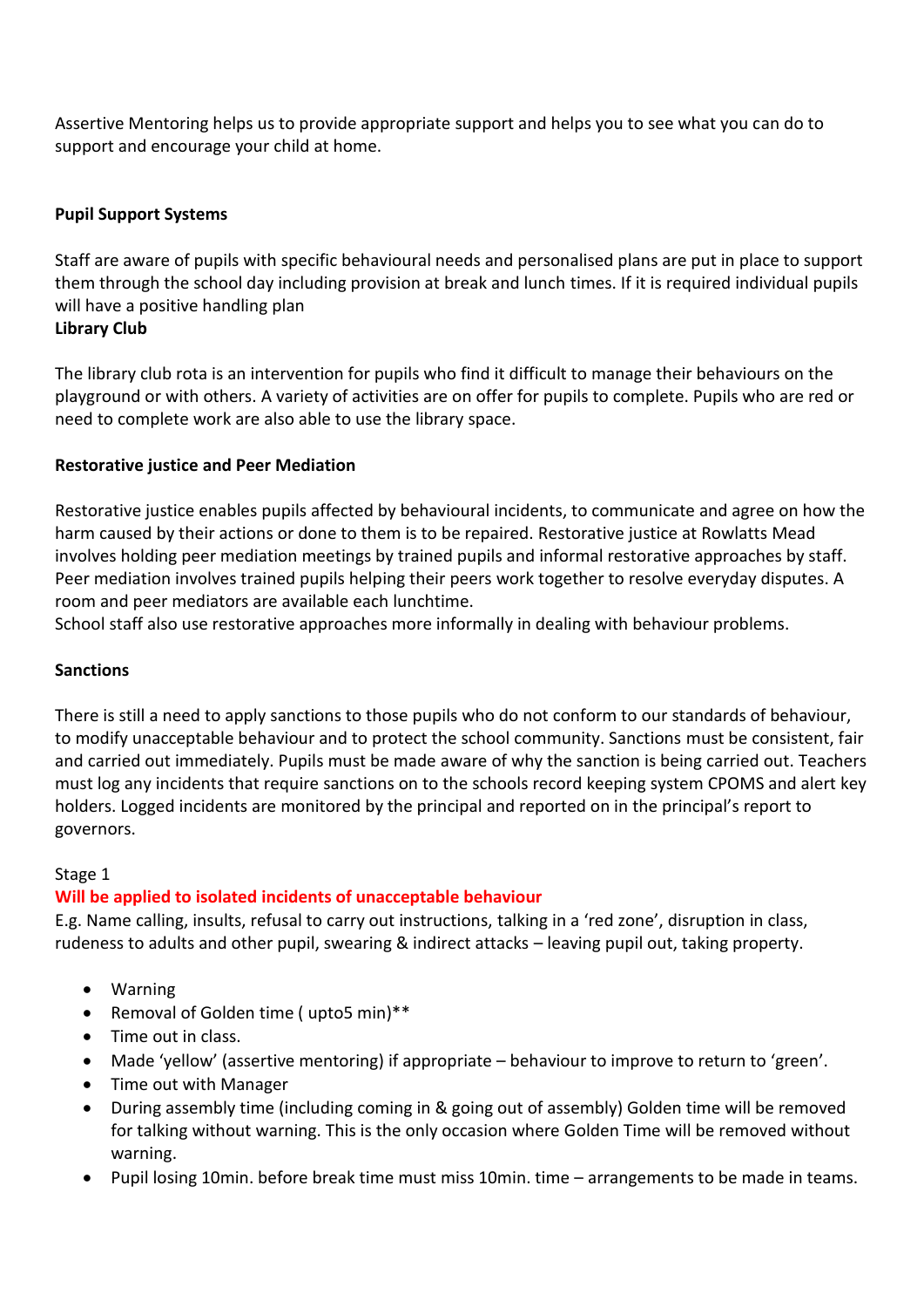Assertive Mentoring helps us to provide appropriate support and helps you to see what you can do to support and encourage your child at home.

**Pupil Support Systems**

Staff are aware of pupils with specific behavioural needs and personalised plans are put in place to support them through the school day including provision at break and lunch times. If it is required individual pupils will have a positive handling plan

**Library Club**

The library club rota is an intervention for pupils who find it difficult to manage their behaviours on the playground or with others. A variety of activities are on offer for pupils to complete. Pupils who are red or need to complete work are also able to use the library space.

**Restorative justice and Peer Mediation**

Restorative justice enables pupils affected by behavioural incidents, to communicate and agree on how the harm caused by their actions or done to them is to be repaired. Restorative justice at Rowlatts Mead involves holding peer mediation meetings by trained pupils and informal restorative approaches by staff. Peer mediation involves trained pupils helping their peers work together to resolve everyday disputes. A room and peer mediators are available each lunchtime.
School staff also use restorative approaches more informally in dealing with behaviour problems.

**Sanctions**

There is still a need to apply sanctions to those pupils who do not conform to our standards of behaviour, to modify unacceptable behaviour and to protect the school community. Sanctions must be consistent, fair and carried out immediately. Pupils must be made aware of why the sanction is being carried out. Teachers must log any incidents that require sanctions on to the schools record keeping system CPOMS and alert key holders. Logged incidents are monitored by the principal and reported on in the principal's report to governors.

Stage 1

**Will be applied to isolated incidents of unacceptable behaviour**

E.g. Name calling, insults, refusal to carry out instructions, talking in a 'red zone', disruption in class, rudeness to adults and other pupil, swearing & indirect attacks – leaving pupil out, taking property.

- Warning
- Removal of Golden time ( upto5 min)**
- Time out in class.
- Made 'yellow' (assertive mentoring) if appropriate – behaviour to improve to return to 'green'.
- Time out with Manager
- During assembly time (including coming in & going out of assembly) Golden time will be removed for talking without warning. This is the only occasion where Golden Time will be removed without warning.
- Pupil losing 10min. before break time must miss 10min. time – arrangements to be made in teams.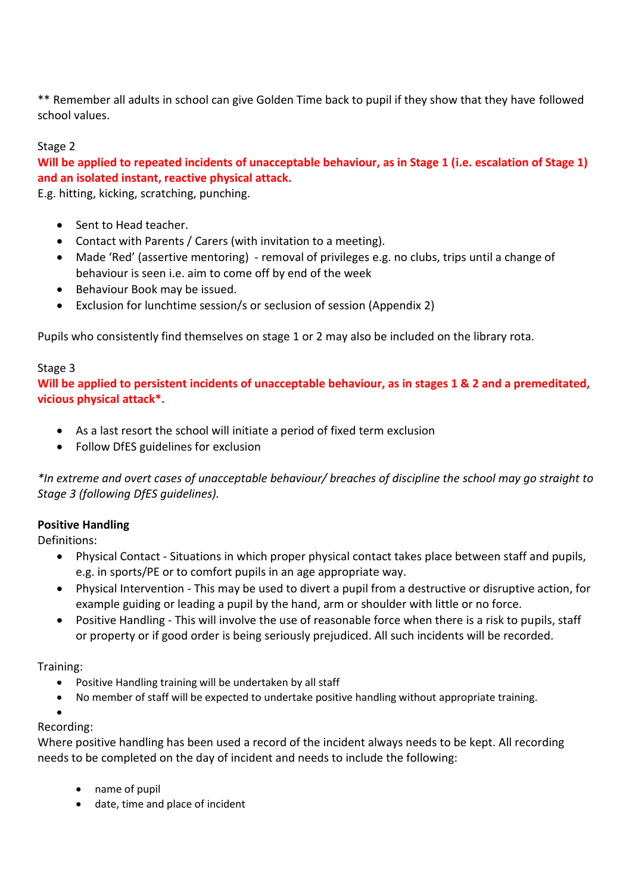** Remember all adults in school can give Golden Time back to pupil if they show that they have followed school values.

Stage 2

**Will be applied to repeated incidents of unacceptable behaviour, as in Stage 1 (i.e. escalation of Stage 1) and an isolated instant, reactive physical attack.**

E.g. hitting, kicking, scratching, punching.

- Sent to Head teacher.
- Contact with Parents / Carers (with invitation to a meeting).
- Made 'Red' (assertive mentoring) - removal of privileges e.g. no clubs, trips until a change of behaviour is seen i.e. aim to come off by end of the week
- Behaviour Book may be issued.
- Exclusion for lunchtime session/s or seclusion of session (Appendix 2)

Pupils who consistently find themselves on stage 1 or 2 may also be included on the library rota.

Stage 3

**Will be applied to persistent incidents of unacceptable behaviour, as in stages 1 & 2 and a premeditated, vicious physical attack*.**

- As a last resort the school will initiate a period of fixed term exclusion
- Follow DfES guidelines for exclusion

*\*In extreme and overt cases of unacceptable behaviour/ breaches of discipline the school may go straight to Stage 3 (following DfES guidelines).*

**Positive Handling**

Definitions:

- Physical Contact - Situations in which proper physical contact takes place between staff and pupils, e.g. in sports/PE or to comfort pupils in an age appropriate way.
- Physical Intervention - This may be used to divert a pupil from a destructive or disruptive action, for example guiding or leading a pupil by the hand, arm or shoulder with little or no force.
- Positive Handling - This will involve the use of reasonable force when there is a risk to pupils, staff or property or if good order is being seriously prejudiced. All such incidents will be recorded.

Training:

- Positive Handling training will be undertaken by all staff
- No member of staff will be expected to undertake positive handling without appropriate training.

Recording:

Where positive handling has been used a record of the incident always needs to be kept. All recording needs to be completed on the day of incident and needs to include the following:

- name of pupil
- date, time and place of incident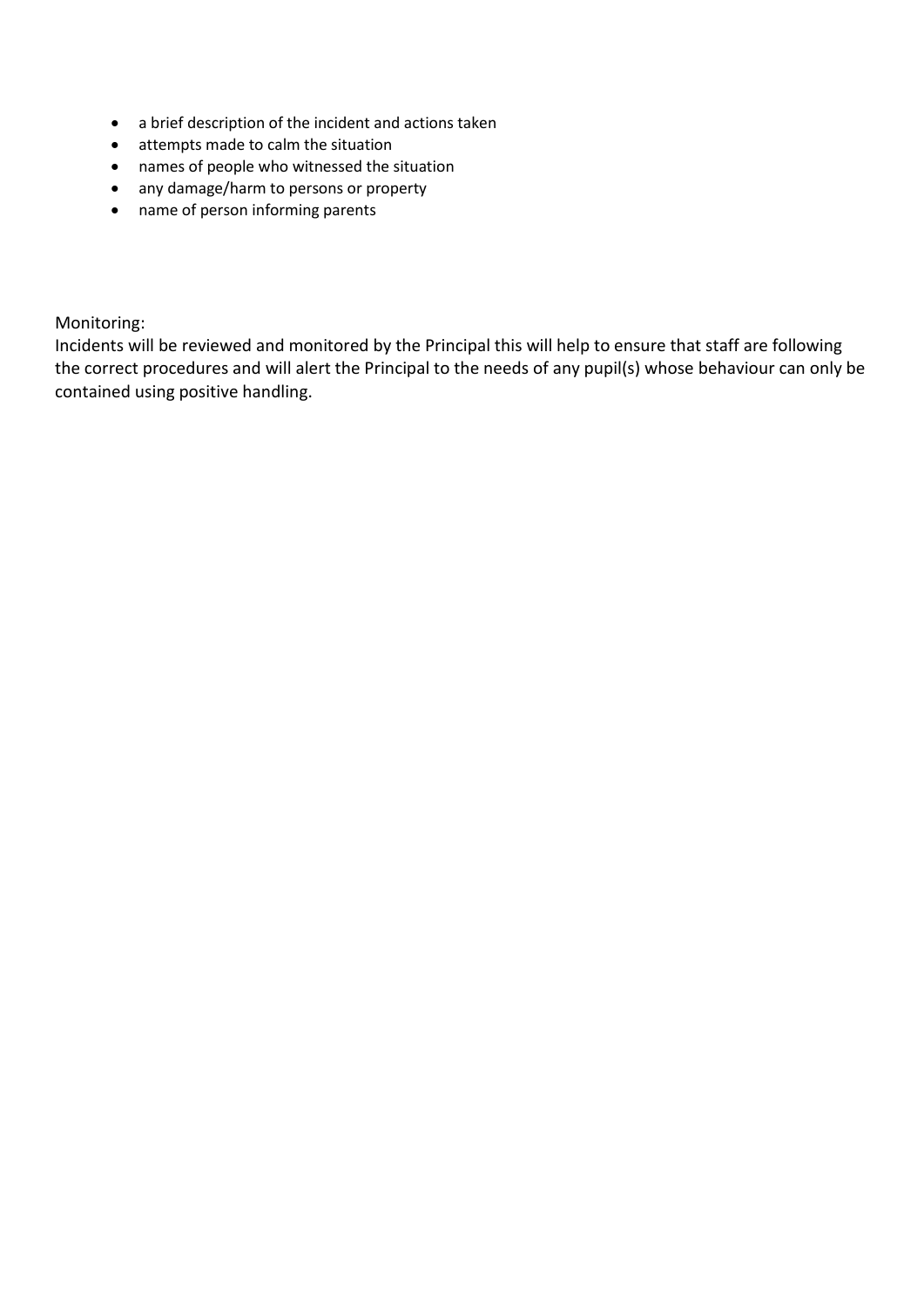- a brief description of the incident and actions taken
- attempts made to calm the situation
- names of people who witnessed the situation
- any damage/harm to persons or property
- name of person informing parents

Monitoring:

Incidents will be reviewed and monitored by the Principal this will help to ensure that staff are following the correct procedures and will alert the Principal to the needs of any pupil(s) whose behaviour can only be contained using positive handling.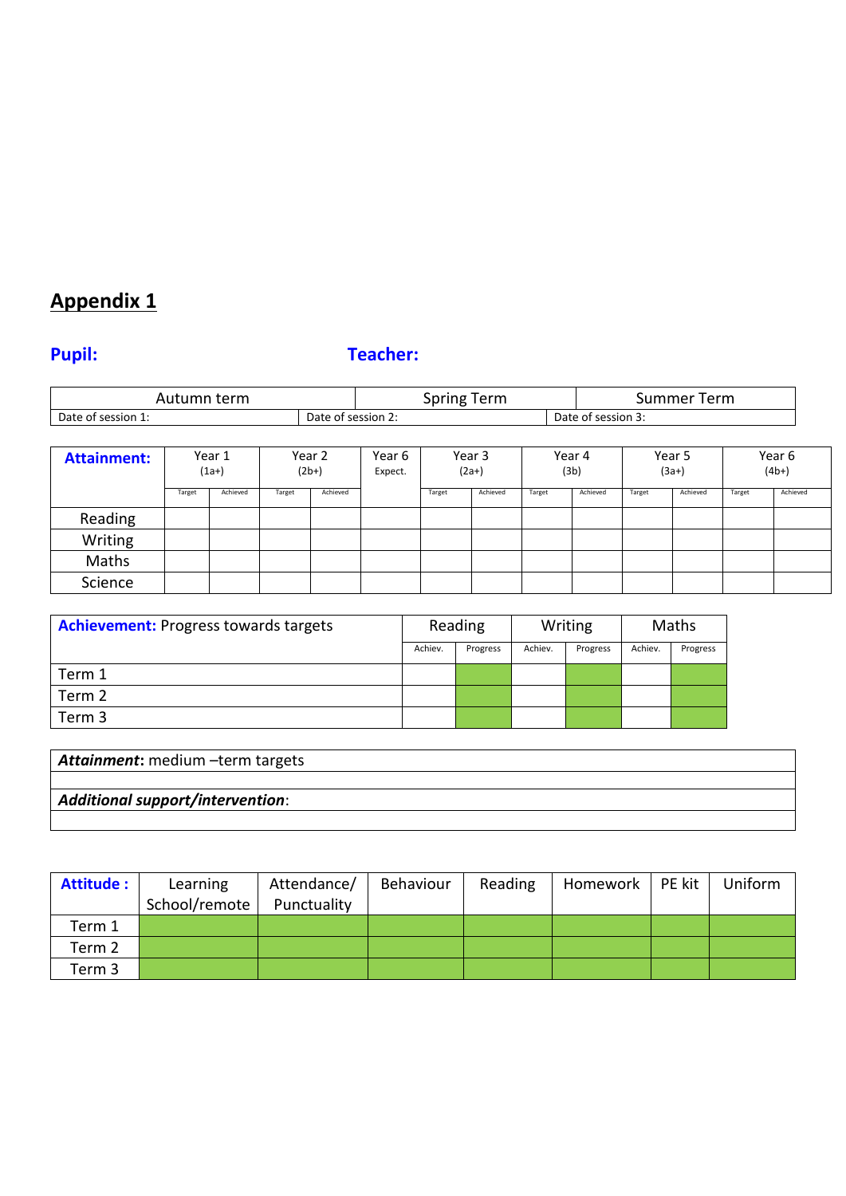# Appendix 1

**Pupil:** **Teacher:**

| Autumn term | Spring Term | Summer Term |
|---|---|---|
| Date of session 1: | Date of session 2: | Date of session 3: |

| **Attainment:** | Year 1 (1a+) | | Year 2 (2b+) | | Year 6 Expect. | Year 3 (2a+) | | Year 4 (3b) | | Year 5 (3a+) | | Year 6 (4b+) | |
|---|---|---|---|---|---|---|---|---|---|---|---|---|---|
| | Target | Achieved | Target | Achieved | | Target | Achieved | Target | Achieved | Target | Achieved | Target | Achieved |
| Reading | | | | | | | | | | | | | |
| Writing | | | | | | | | | | | | | |
| Maths | | | | | | | | | | | | | |
| Science | | | | | | | | | | | | | |

| **Achievement:** Progress towards targets | Reading | | Writing | | Maths | |
|---|---|---|---|---|---|---|
| | Achiev. | Progress | Achiev. | Progress | Achiev. | Progress |
| Term 1 | | | | | | |
| Term 2 | | | | | | |
| Term 3 | | | | | | |

| ***Attainment*:** medium –term targets |
|---|
| |
| ***Additional support/intervention*:** |
| |

| **Attitude :** | Learning School/remote | Attendance/ Punctuality | Behaviour | Reading | Homework | PE kit | Uniform |
|---|---|---|---|---|---|---|---|
| Term 1 | | | | | | | |
| Term 2 | | | | | | | |
| Term 3 | | | | | | | |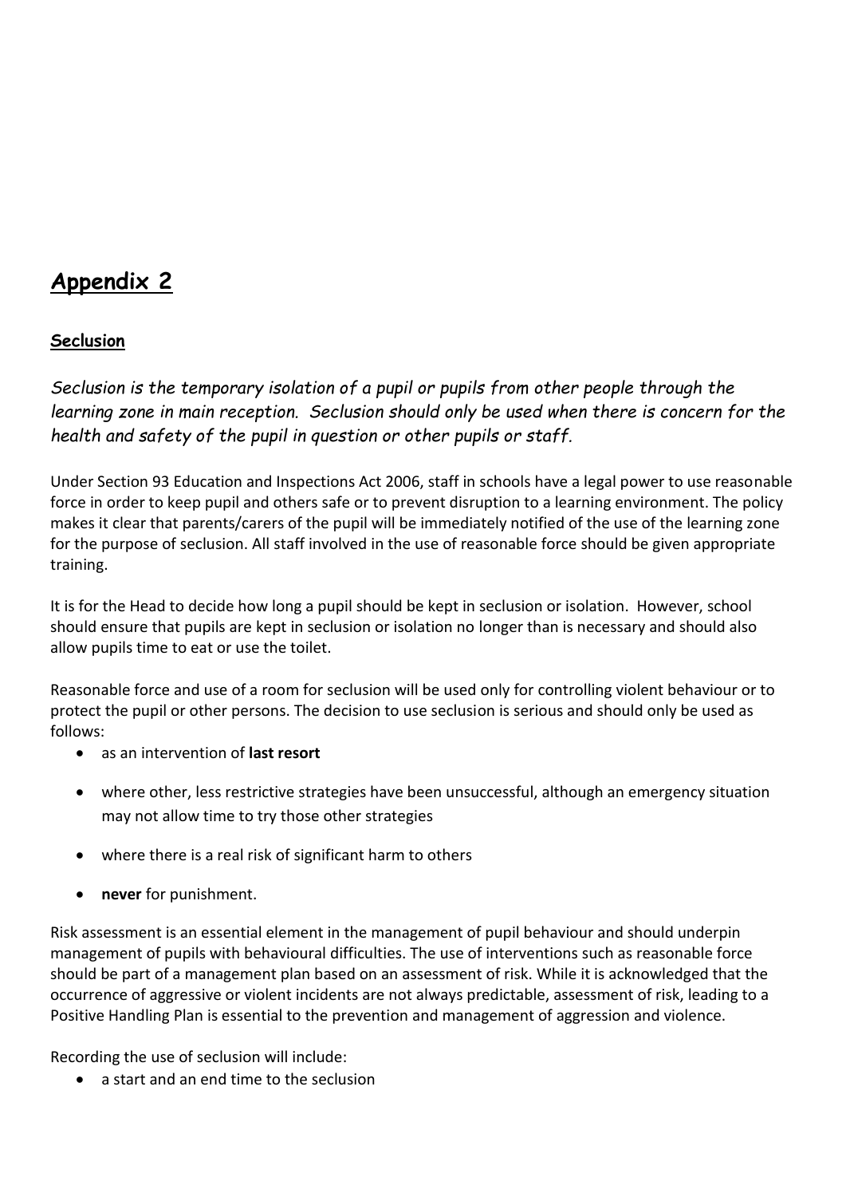# Appendix 2

## Seclusion

*Seclusion is the temporary isolation of a pupil or pupils from other people through the learning zone in main reception. Seclusion should only be used when there is concern for the health and safety of the pupil in question or other pupils or staff.*

Under Section 93 Education and Inspections Act 2006, staff in schools have a legal power to use reasonable force in order to keep pupil and others safe or to prevent disruption to a learning environment. The policy makes it clear that parents/carers of the pupil will be immediately notified of the use of the learning zone for the purpose of seclusion. All staff involved in the use of reasonable force should be given appropriate training.

It is for the Head to decide how long a pupil should be kept in seclusion or isolation. However, school should ensure that pupils are kept in seclusion or isolation no longer than is necessary and should also allow pupils time to eat or use the toilet.

Reasonable force and use of a room for seclusion will be used only for controlling violent behaviour or to protect the pupil or other persons. The decision to use seclusion is serious and should only be used as follows:

- as an intervention of **last resort**
- where other, less restrictive strategies have been unsuccessful, although an emergency situation may not allow time to try those other strategies
- where there is a real risk of significant harm to others
- **never** for punishment.

Risk assessment is an essential element in the management of pupil behaviour and should underpin management of pupils with behavioural difficulties. The use of interventions such as reasonable force should be part of a management plan based on an assessment of risk. While it is acknowledged that the occurrence of aggressive or violent incidents are not always predictable, assessment of risk, leading to a Positive Handling Plan is essential to the prevention and management of aggression and violence.

Recording the use of seclusion will include:

- a start and an end time to the seclusion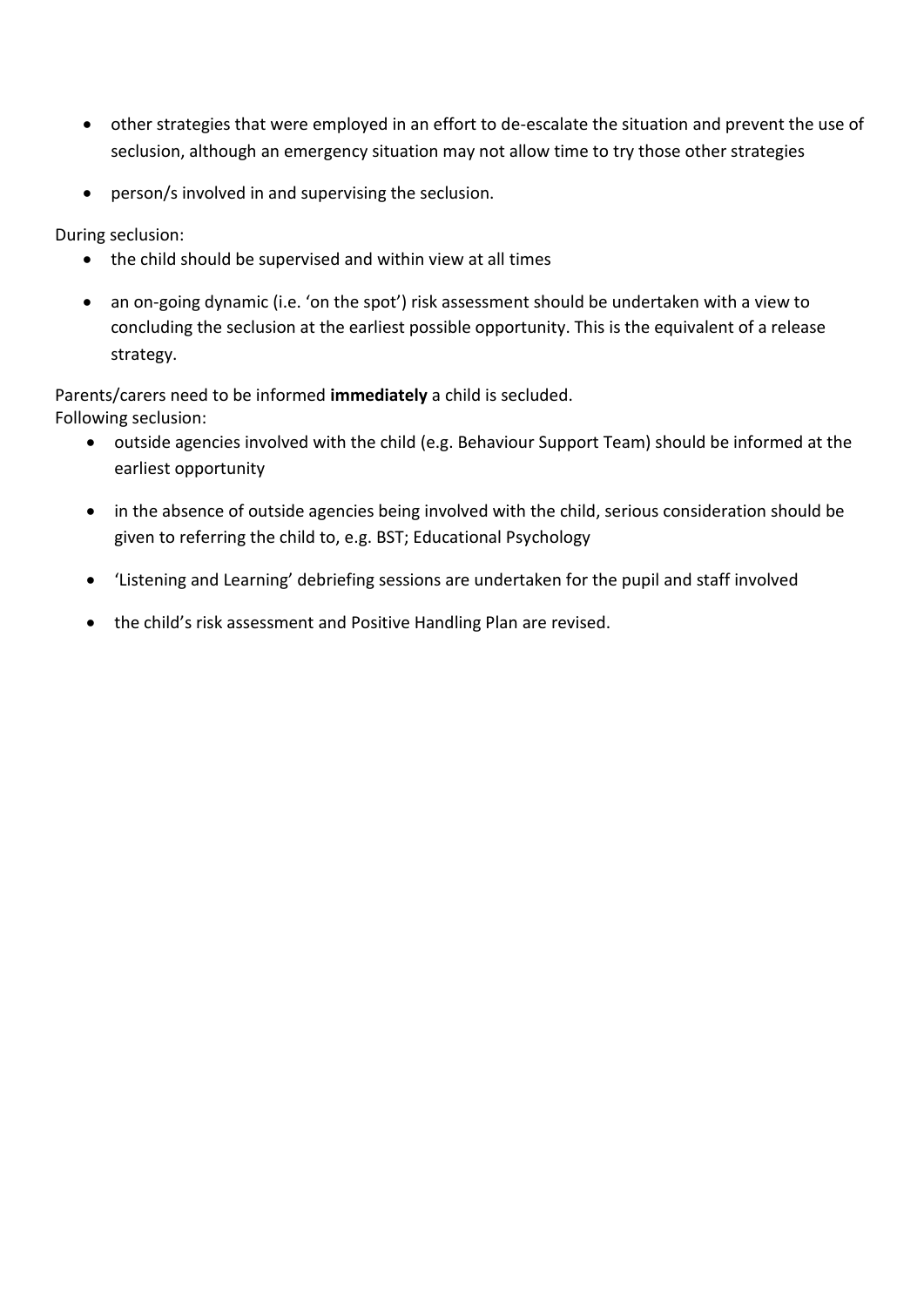- other strategies that were employed in an effort to de-escalate the situation and prevent the use of seclusion, although an emergency situation may not allow time to try those other strategies
- person/s involved in and supervising the seclusion.

During seclusion:

- the child should be supervised and within view at all times
- an on-going dynamic (i.e. 'on the spot') risk assessment should be undertaken with a view to concluding the seclusion at the earliest possible opportunity. This is the equivalent of a release strategy.

Parents/carers need to be informed **immediately** a child is secluded.
Following seclusion:

- outside agencies involved with the child (e.g. Behaviour Support Team) should be informed at the earliest opportunity
- in the absence of outside agencies being involved with the child, serious consideration should be given to referring the child to, e.g. BST; Educational Psychology
- 'Listening and Learning' debriefing sessions are undertaken for the pupil and staff involved
- the child's risk assessment and Positive Handling Plan are revised.